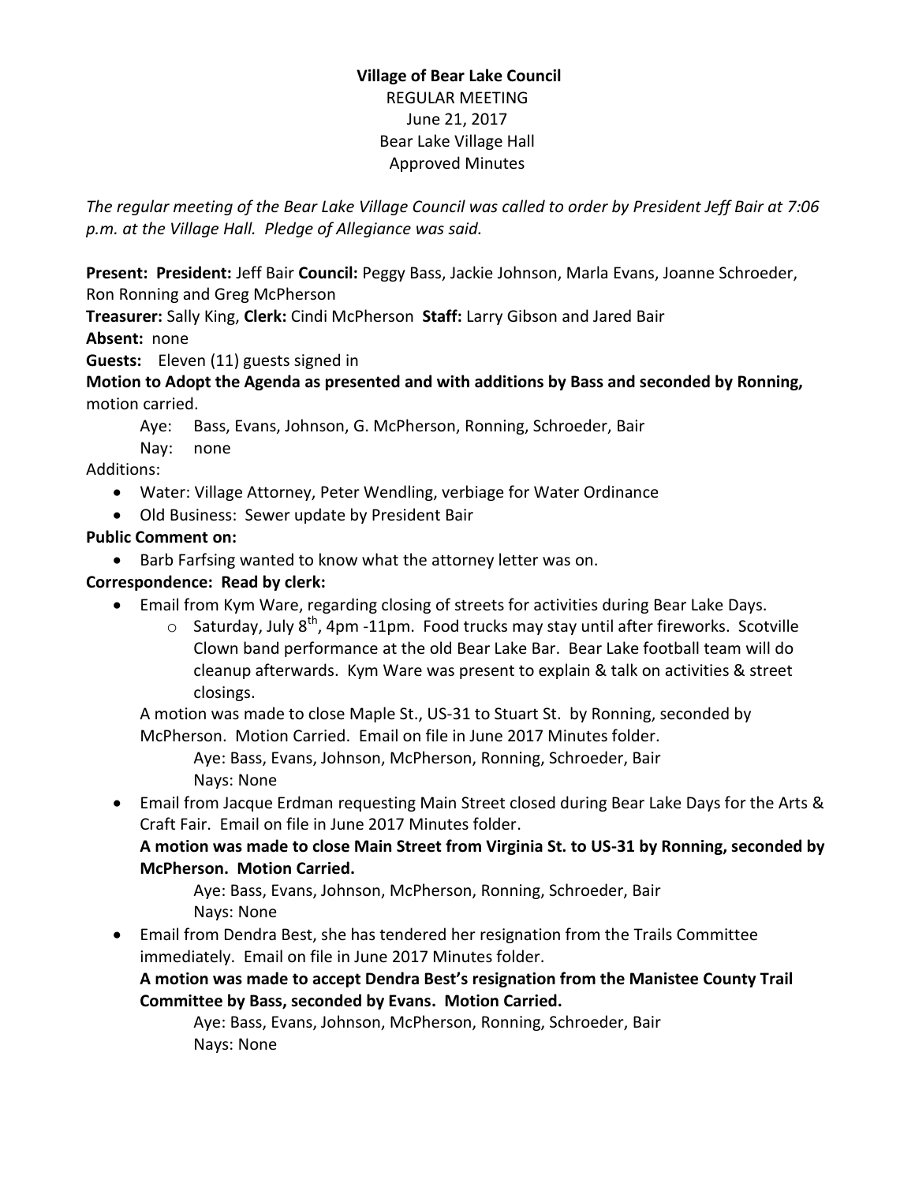**Village of Bear Lake Council**
REGULAR MEETING
June 21, 2017
Bear Lake Village Hall
Approved Minutes

*The regular meeting of the Bear Lake Village Council was called to order by President Jeff Bair at 7:06 p.m. at the Village Hall. Pledge of Allegiance was said.*

**Present: President:** Jeff Bair **Council:** Peggy Bass, Jackie Johnson, Marla Evans, Joanne Schroeder, Ron Ronning and Greg McPherson
**Treasurer:** Sally King, **Clerk:** Cindi McPherson **Staff:** Larry Gibson and Jared Bair
**Absent:** none
**Guests:** Eleven (11) guests signed in
**Motion to Adopt the Agenda as presented and with additions by Bass and seconded by Ronning,** motion carried.

Aye: Bass, Evans, Johnson, G. McPherson, Ronning, Schroeder, Bair
Nay: none

Additions:

- Water: Village Attorney, Peter Wendling, verbiage for Water Ordinance
- Old Business: Sewer update by President Bair

**Public Comment on:**

- Barb Farfsing wanted to know what the attorney letter was on.

**Correspondence: Read by clerk:**

- Email from Kym Ware, regarding closing of streets for activities during Bear Lake Days.
    - Saturday, July 8th, 4pm -11pm. Food trucks may stay until after fireworks. Scotville Clown band performance at the old Bear Lake Bar. Bear Lake football team will do cleanup afterwards. Kym Ware was present to explain & talk on activities & street closings.

  A motion was made to close Maple St., US-31 to Stuart St. by Ronning, seconded by McPherson. Motion Carried. Email on file in June 2017 Minutes folder.

  Aye: Bass, Evans, Johnson, McPherson, Ronning, Schroeder, Bair
  Nays: None

- Email from Jacque Erdman requesting Main Street closed during Bear Lake Days for the Arts & Craft Fair. Email on file in June 2017 Minutes folder.

  **A motion was made to close Main Street from Virginia St. to US-31 by Ronning, seconded by McPherson. Motion Carried.**

  Aye: Bass, Evans, Johnson, McPherson, Ronning, Schroeder, Bair
  Nays: None

- Email from Dendra Best, she has tendered her resignation from the Trails Committee immediately. Email on file in June 2017 Minutes folder.

  **A motion was made to accept Dendra Best's resignation from the Manistee County Trail Committee by Bass, seconded by Evans. Motion Carried.**

  Aye: Bass, Evans, Johnson, McPherson, Ronning, Schroeder, Bair
  Nays: None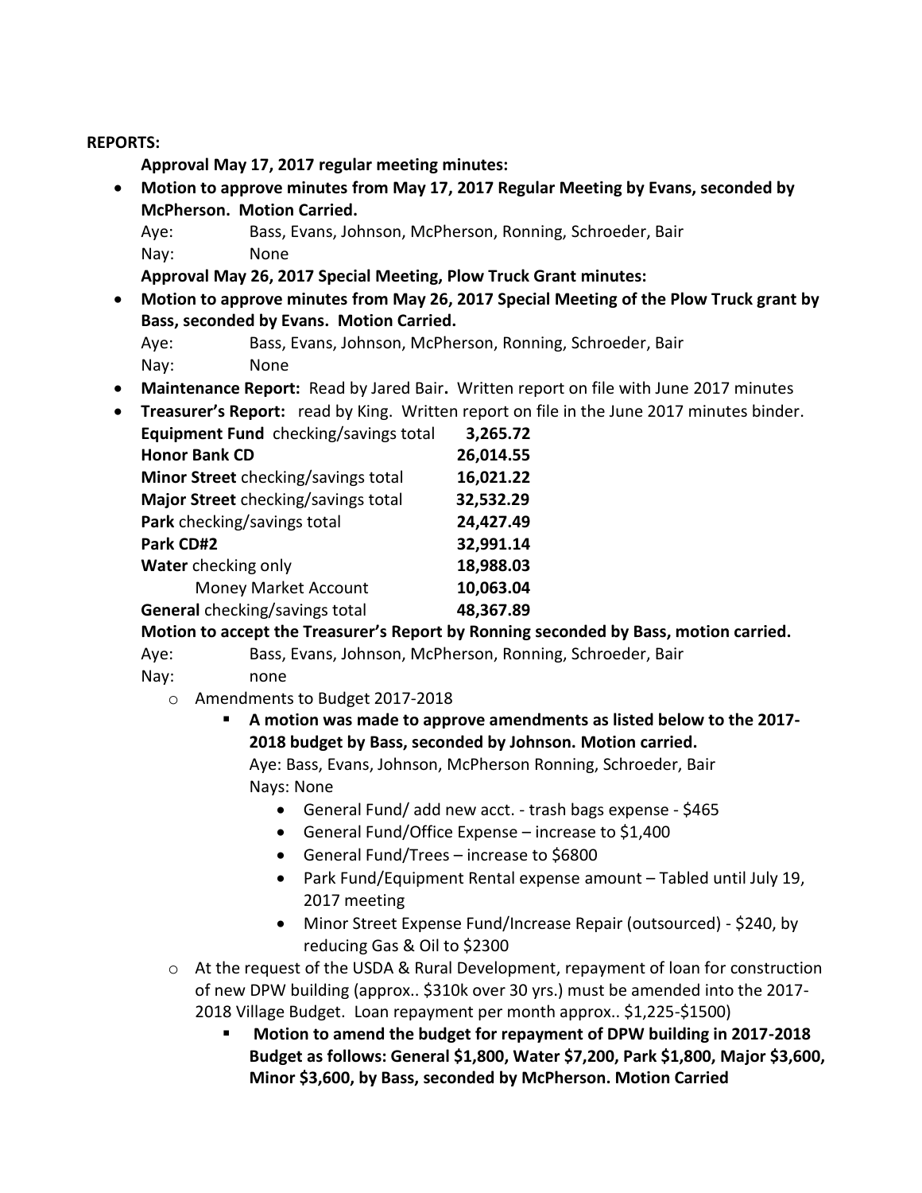**REPORTS:**

**Approval May 17, 2017 regular meeting minutes:**

- **Motion to approve minutes from May 17, 2017 Regular Meeting by Evans, seconded by McPherson. Motion Carried.**

  Aye: Bass, Evans, Johnson, McPherson, Ronning, Schroeder, Bair
  Nay: None

  **Approval May 26, 2017 Special Meeting, Plow Truck Grant minutes:**

- **Motion to approve minutes from May 26, 2017 Special Meeting of the Plow Truck grant by Bass, seconded by Evans. Motion Carried.**

  Aye: Bass, Evans, Johnson, McPherson, Ronning, Schroeder, Bair
  Nay: None

- **Maintenance Report:** Read by Jared Bair**.** Written report on file with June 2017 minutes
- **Treasurer's Report:** read by King. Written report on file in the June 2017 minutes binder.

| | |
|---|---|
| **Equipment Fund** checking/savings total | **3,265.72** |
| **Honor Bank CD** | **26,014.55** |
| **Minor Street** checking/savings total | **16,021.22** |
| **Major Street** checking/savings total | **32,532.29** |
| **Park** checking/savings total | **24,427.49** |
| **Park CD#2** | **32,991.14** |
| **Water** checking only | **18,988.03** |
| Money Market Account | **10,063.04** |
| **General** checking/savings total | **48,367.89** |

**Motion to accept the Treasurer's Report by Ronning seconded by Bass, motion carried.**

Aye: Bass, Evans, Johnson, McPherson, Ronning, Schroeder, Bair
Nay: none

- Amendments to Budget 2017-2018
  - **A motion was made to approve amendments as listed below to the 2017-2018 budget by Bass, seconded by Johnson. Motion carried.**

    Aye: Bass, Evans, Johnson, McPherson Ronning, Schroeder, Bair
    Nays: None

    - General Fund/ add new acct. - trash bags expense - $465
    - General Fund/Office Expense – increase to $1,400
    - General Fund/Trees – increase to $6800
    - Park Fund/Equipment Rental expense amount – Tabled until July 19, 2017 meeting
    - Minor Street Expense Fund/Increase Repair (outsourced) - $240, by reducing Gas & Oil to $2300
- At the request of the USDA & Rural Development, repayment of loan for construction of new DPW building (approx.. $310k over 30 yrs.) must be amended into the 2017-2018 Village Budget. Loan repayment per month approx.. $1,225-$1500)
  - **Motion to amend the budget for repayment of DPW building in 2017-2018 Budget as follows: General $1,800, Water $7,200, Park $1,800, Major $3,600, Minor $3,600, by Bass, seconded by McPherson. Motion Carried**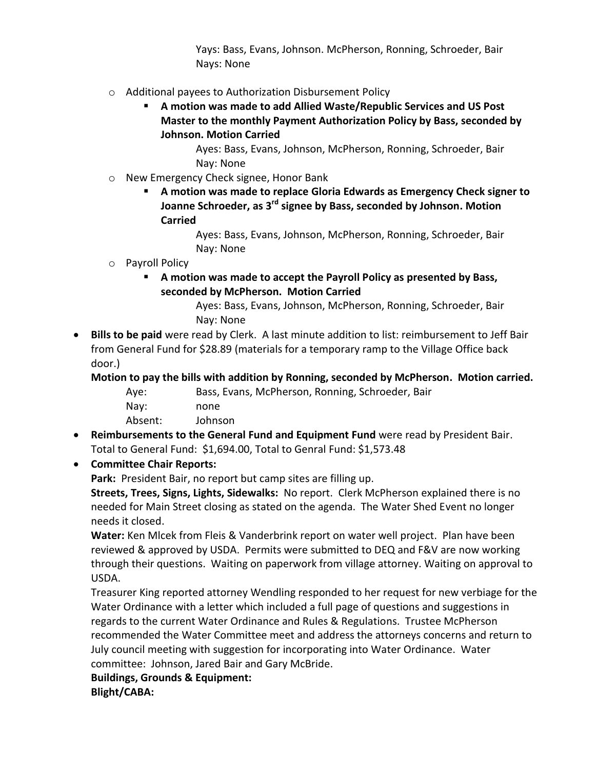Yays: Bass, Evans, Johnson. McPherson, Ronning, Schroeder, Bair
Nays: None

- Additional payees to Authorization Disbursement Policy
  - **A motion was made to add Allied Waste/Republic Services and US Post Master to the monthly Payment Authorization Policy by Bass, seconded by Johnson. Motion Carried**

    Ayes: Bass, Evans, Johnson, McPherson, Ronning, Schroeder, Bair
    Nay: None
- New Emergency Check signee, Honor Bank
  - **A motion was made to replace Gloria Edwards as Emergency Check signer to Joanne Schroeder, as 3rd signee by Bass, seconded by Johnson. Motion Carried**

    Ayes: Bass, Evans, Johnson, McPherson, Ronning, Schroeder, Bair
    Nay: None
- Payroll Policy
  - **A motion was made to accept the Payroll Policy as presented by Bass, seconded by McPherson. Motion Carried**

    Ayes: Bass, Evans, Johnson, McPherson, Ronning, Schroeder, Bair
    Nay: None

- **Bills to be paid** were read by Clerk. A last minute addition to list: reimbursement to Jeff Bair from General Fund for $28.89 (materials for a temporary ramp to the Village Office back door.)

  **Motion to pay the bills with addition by Ronning, seconded by McPherson. Motion carried.**

  Aye: Bass, Evans, McPherson, Ronning, Schroeder, Bair
  Nay: none
  Absent: Johnson
- **Reimbursements to the General Fund and Equipment Fund** were read by President Bair. Total to General Fund: $1,694.00, Total to Genral Fund: $1,573.48
- **Committee Chair Reports:**

  **Park:** President Bair, no report but camp sites are filling up.

  **Streets, Trees, Signs, Lights, Sidewalks:** No report. Clerk McPherson explained there is no needed for Main Street closing as stated on the agenda. The Water Shed Event no longer needs it closed.

  **Water:** Ken Mlcek from Fleis & Vanderbrink report on water well project. Plan have been reviewed & approved by USDA. Permits were submitted to DEQ and F&V are now working through their questions. Waiting on paperwork from village attorney. Waiting on approval to USDA.

  Treasurer King reported attorney Wendling responded to her request for new verbiage for the Water Ordinance with a letter which included a full page of questions and suggestions in regards to the current Water Ordinance and Rules & Regulations. Trustee McPherson recommended the Water Committee meet and address the attorneys concerns and return to July council meeting with suggestion for incorporating into Water Ordinance. Water committee: Johnson, Jared Bair and Gary McBride.

  **Buildings, Grounds & Equipment:**

  **Blight/CABA:**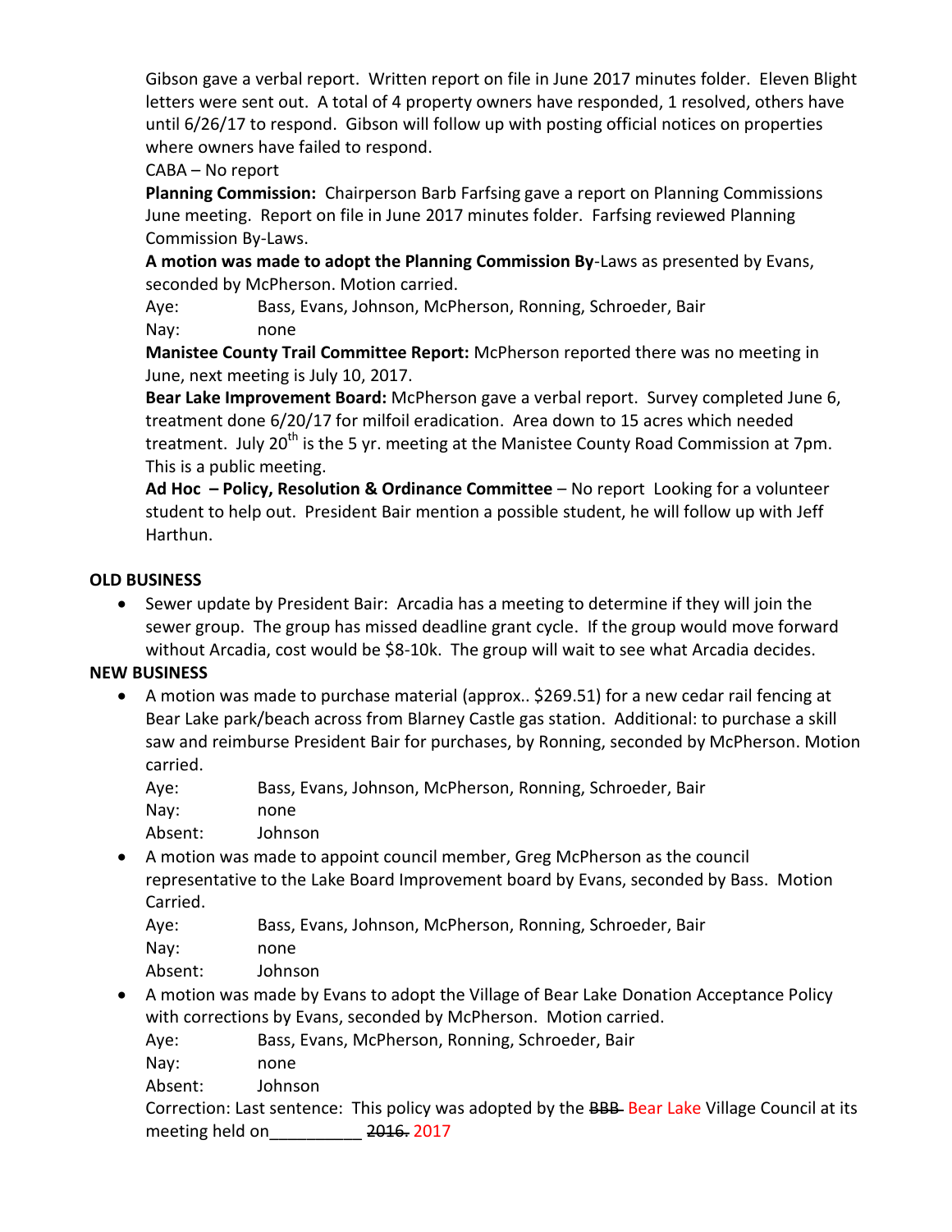Gibson gave a verbal report. Written report on file in June 2017 minutes folder. Eleven Blight letters were sent out. A total of 4 property owners have responded, 1 resolved, others have until 6/26/17 to respond. Gibson will follow up with posting official notices on properties where owners have failed to respond.

CABA – No report

**Planning Commission:** Chairperson Barb Farfsing gave a report on Planning Commissions June meeting. Report on file in June 2017 minutes folder. Farfsing reviewed Planning Commission By-Laws.

**A motion was made to adopt the Planning Commission By**-Laws as presented by Evans, seconded by McPherson. Motion carried.

Aye: Bass, Evans, Johnson, McPherson, Ronning, Schroeder, Bair
Nay: none

**Manistee County Trail Committee Report:** McPherson reported there was no meeting in June, next meeting is July 10, 2017.

**Bear Lake Improvement Board:** McPherson gave a verbal report. Survey completed June 6, treatment done 6/20/17 for milfoil eradication. Area down to 15 acres which needed treatment. July 20th is the 5 yr. meeting at the Manistee County Road Commission at 7pm. This is a public meeting.

**Ad Hoc – Policy, Resolution & Ordinance Committee** – No report Looking for a volunteer student to help out. President Bair mention a possible student, he will follow up with Jeff Harthun.

## OLD BUSINESS

- Sewer update by President Bair: Arcadia has a meeting to determine if they will join the sewer group. The group has missed deadline grant cycle. If the group would move forward without Arcadia, cost would be $8-10k. The group will wait to see what Arcadia decides.

## NEW BUSINESS

- A motion was made to purchase material (approx.. $269.51) for a new cedar rail fencing at Bear Lake park/beach across from Blarney Castle gas station. Additional: to purchase a skill saw and reimburse President Bair for purchases, by Ronning, seconded by McPherson. Motion carried.

  Aye: Bass, Evans, Johnson, McPherson, Ronning, Schroeder, Bair
  Nay: none
  Absent: Johnson

- A motion was made to appoint council member, Greg McPherson as the council representative to the Lake Board Improvement board by Evans, seconded by Bass. Motion Carried.

  Aye: Bass, Evans, Johnson, McPherson, Ronning, Schroeder, Bair
  Nay: none
  Absent: Johnson

- A motion was made by Evans to adopt the Village of Bear Lake Donation Acceptance Policy with corrections by Evans, seconded by McPherson. Motion carried.

  Aye: Bass, Evans, McPherson, Ronning, Schroeder, Bair
  Nay: none
  Absent: Johnson

  Correction: Last sentence: This policy was adopted by the ~~BBB~~ Bear Lake Village Council at its meeting held on__________ ~~2016.~~ 2017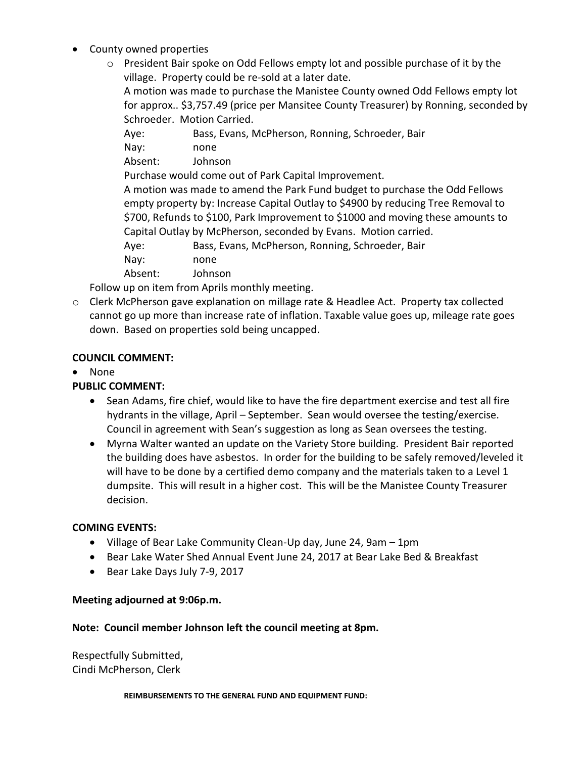- County owned properties
    - President Bair spoke on Odd Fellows empty lot and possible purchase of it by the village. Property could be re-sold at a later date.

      A motion was made to purchase the Manistee County owned Odd Fellows empty lot for approx.. $3,757.49 (price per Mansitee County Treasurer) by Ronning, seconded by Schroeder. Motion Carried.

      Aye: Bass, Evans, McPherson, Ronning, Schroeder, Bair
      Nay: none
      Absent: Johnson

      Purchase would come out of Park Capital Improvement.

      A motion was made to amend the Park Fund budget to purchase the Odd Fellows empty property by: Increase Capital Outlay to $4900 by reducing Tree Removal to $700, Refunds to $100, Park Improvement to $1000 and moving these amounts to Capital Outlay by McPherson, seconded by Evans. Motion carried.

      Aye: Bass, Evans, McPherson, Ronning, Schroeder, Bair
      Nay: none
      Absent: Johnson

  Follow up on item from Aprils monthly meeting.

- Clerk McPherson gave explanation on millage rate & Headlee Act. Property tax collected cannot go up more than increase rate of inflation. Taxable value goes up, mileage rate goes down. Based on properties sold being uncapped.

**COUNCIL COMMENT:**

- None

**PUBLIC COMMENT:**

- Sean Adams, fire chief, would like to have the fire department exercise and test all fire hydrants in the village, April – September. Sean would oversee the testing/exercise. Council in agreement with Sean's suggestion as long as Sean oversees the testing.
- Myrna Walter wanted an update on the Variety Store building. President Bair reported the building does have asbestos. In order for the building to be safely removed/leveled it will have to be done by a certified demo company and the materials taken to a Level 1 dumpsite. This will result in a higher cost. This will be the Manistee County Treasurer decision.

**COMING EVENTS:**

- Village of Bear Lake Community Clean-Up day, June 24, 9am – 1pm
- Bear Lake Water Shed Annual Event June 24, 2017 at Bear Lake Bed & Breakfast
- Bear Lake Days July 7-9, 2017

**Meeting adjourned at 9:06p.m.**

**Note: Council member Johnson left the council meeting at 8pm.**

Respectfully Submitted,
Cindi McPherson, Clerk

**REIMBURSEMENTS TO THE GENERAL FUND AND EQUIPMENT FUND:**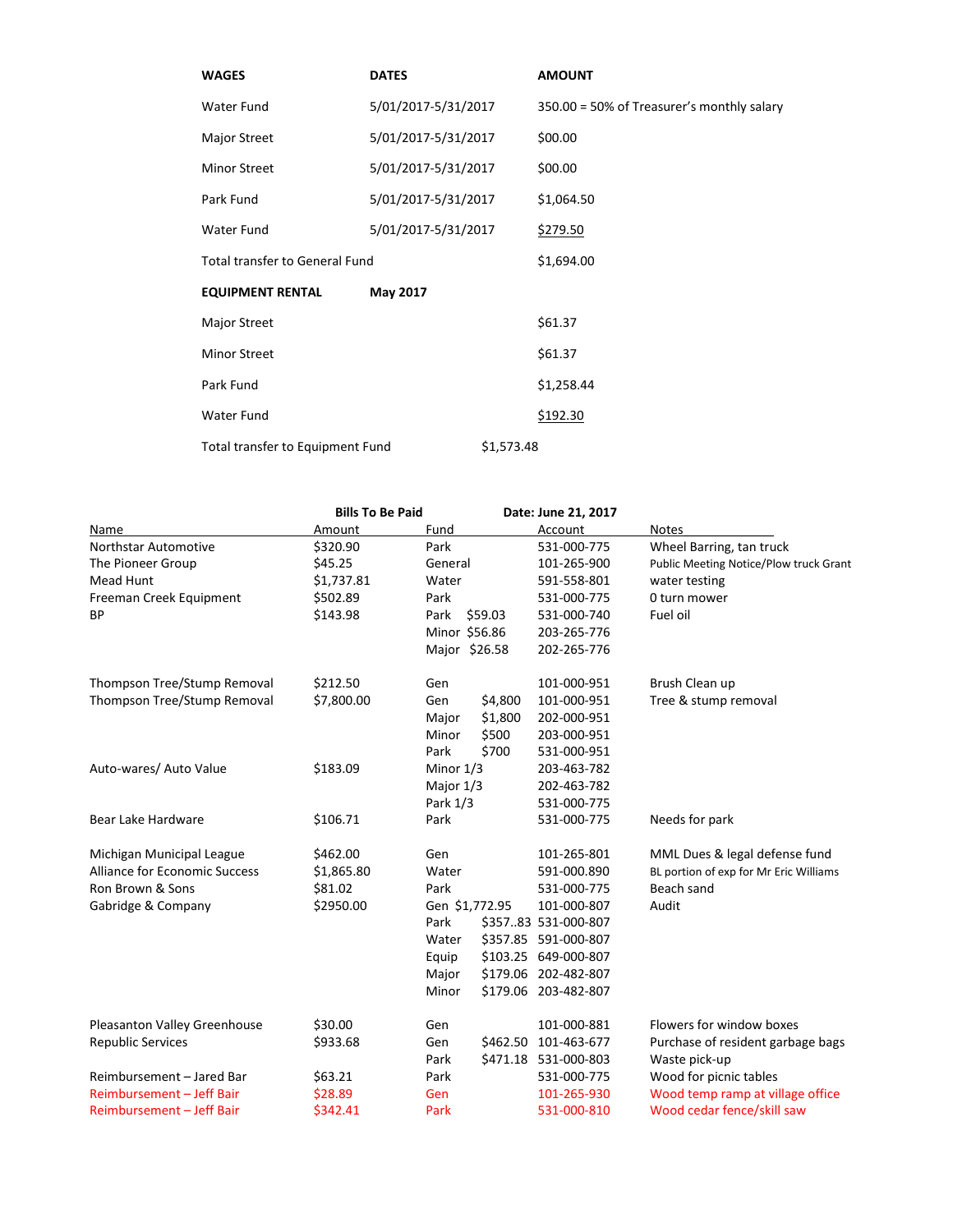| WAGES | DATES | AMOUNT |
|---|---|---|
| Water Fund | 5/01/2017-5/31/2017 | 350.00 = 50% of Treasurer's monthly salary |
| Major Street | 5/01/2017-5/31/2017 | $00.00 |
| Minor Street | 5/01/2017-5/31/2017 | $00.00 |
| Park Fund | 5/01/2017-5/31/2017 | $1,064.50 |
| Water Fund | 5/01/2017-5/31/2017 | $279.50 |
| Total transfer to General Fund | | $1,694.00 |

| EQUIPMENT RENTAL | May 2017 | |
|---|---|---|
| Major Street | | $61.37 |
| Minor Street | | $61.37 |
| Park Fund | | $1,258.44 |
| Water Fund | | $192.30 |
| Total transfer to Equipment Fund | $1,573.48 | |

**Bills To Be Paid** **Date: June 21, 2017**

| Name | Amount | Fund | Account | Notes |
|---|---|---|---|---|
| Northstar Automotive | $320.90 | Park | 531-000-775 | Wheel Barring, tan truck |
| The Pioneer Group | $45.25 | General | 101-265-900 | Public Meeting Notice/Plow truck Grant |
| Mead Hunt | $1,737.81 | Water | 591-558-801 | water testing |
| Freeman Creek Equipment | $502.89 | Park | 531-000-775 | 0 turn mower |
| BP | $143.98 | Park $59.03 | 531-000-740 | Fuel oil |
| | | Minor $56.86 | 203-265-776 | |
| | | Major $26.58 | 202-265-776 | |
| Thompson Tree/Stump Removal | $212.50 | Gen | 101-000-951 | Brush Clean up |
| Thompson Tree/Stump Removal | $7,800.00 | Gen $4,800 | 101-000-951 | Tree & stump removal |
| | | Major $1,800 | 202-000-951 | |
| | | Minor $500 | 203-000-951 | |
| | | Park $700 | 531-000-951 | |
| Auto-wares/ Auto Value | $183.09 | Minor 1/3 | 203-463-782 | |
| | | Major 1/3 | 202-463-782 | |
| | | Park 1/3 | 531-000-775 | |
| Bear Lake Hardware | $106.71 | Park | 531-000-775 | Needs for park |
| Michigan Municipal League | $462.00 | Gen | 101-265-801 | MML Dues & legal defense fund |
| Alliance for Economic Success | $1,865.80 | Water | 591-000.890 | BL portion of exp for Mr Eric Williams |
| Ron Brown & Sons | $81.02 | Park | 531-000-775 | Beach sand |
| Gabridge & Company | $2950.00 | Gen $1,772.95 | 101-000-807 | Audit |
| | | Park $357..83 | 531-000-807 | |
| | | Water $357.85 | 591-000-807 | |
| | | Equip $103.25 | 649-000-807 | |
| | | Major $179.06 | 202-482-807 | |
| | | Minor $179.06 | 203-482-807 | |
| Pleasanton Valley Greenhouse | $30.00 | Gen | 101-000-881 | Flowers for window boxes |
| Republic Services | $933.68 | Gen $462.50 | 101-463-677 | Purchase of resident garbage bags |
| | | Park $471.18 | 531-000-803 | Waste pick-up |
| Reimbursement – Jared Bar | $63.21 | Park | 531-000-775 | Wood for picnic tables |
| Reimbursement – Jeff Bair | $28.89 | Gen | 101-265-930 | Wood temp ramp at village office |
| Reimbursement – Jeff Bair | $342.41 | Park | 531-000-810 | Wood cedar fence/skill saw |